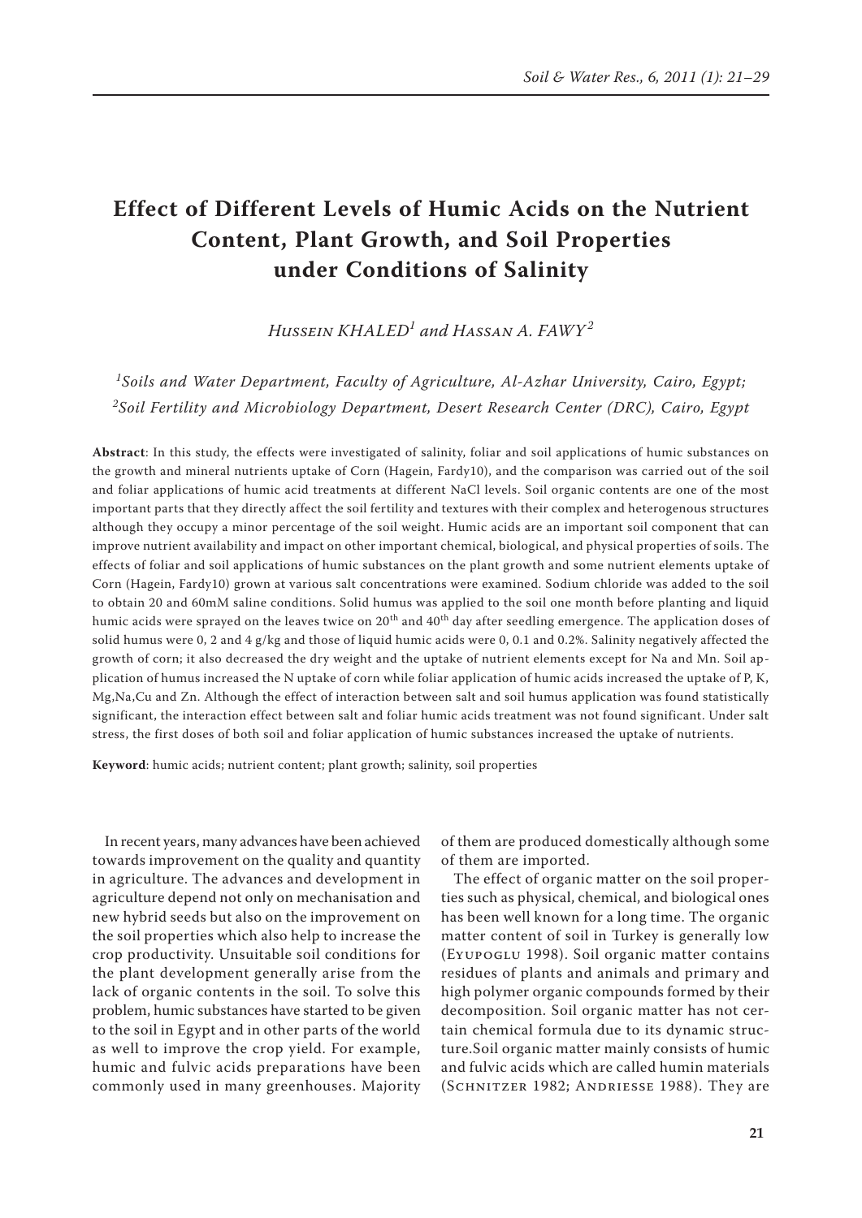# Effect of Different Levels of Humic Acids on the Nutrient Content, Plant Growth, and Soil Properties under Conditions of Salinity

*Hussein KHALED[1] and Hassan A. FAWY[2]*

*[1]Soils and Water Department, Faculty of Agriculture, Al-Azhar University, Cairo, Egypt;*
*[2]Soil Fertility and Microbiology Department, Desert Research Center (DRC), Cairo, Egypt*

**Abstract**: In this study, the effects were investigated of salinity, foliar and soil applications of humic substances on the growth and mineral nutrients uptake of Corn (Hagein, Fardy10), and the comparison was carried out of the soil and foliar applications of humic acid treatments at different NaCl levels. Soil organic contents are one of the most important parts that they directly affect the soil fertility and textures with their complex and heterogenous structures although they occupy a minor percentage of the soil weight. Humic acids are an important soil component that can improve nutrient availability and impact on other important chemical, biological, and physical properties of soils. The effects of foliar and soil applications of humic substances on the plant growth and some nutrient elements uptake of Corn (Hagein, Fardy10) grown at various salt concentrations were examined. Sodium chloride was added to the soil to obtain 20 and 60mM saline conditions. Solid humus was applied to the soil one month before planting and liquid humic acids were sprayed on the leaves twice on 20th and 40th day after seedling emergence. The application doses of solid humus were 0, 2 and 4 g/kg and those of liquid humic acids were 0, 0.1 and 0.2%. Salinity negatively affected the growth of corn; it also decreased the dry weight and the uptake of nutrient elements except for Na and Mn. Soil application of humus increased the N uptake of corn while foliar application of humic acids increased the uptake of P, K, Mg,Na,Cu and Zn. Although the effect of interaction between salt and soil humus application was found statistically significant, the interaction effect between salt and foliar humic acids treatment was not found significant. Under salt stress, the first doses of both soil and foliar application of humic substances increased the uptake of nutrients.

**Keyword**: humic acids; nutrient content; plant growth; salinity, soil properties

In recent years, many advances have been achieved towards improvement on the quality and quantity in agriculture. The advances and development in agriculture depend not only on mechanisation and new hybrid seeds but also on the improvement on the soil properties which also help to increase the crop productivity. Unsuitable soil conditions for the plant development generally arise from the lack of organic contents in the soil. To solve this problem, humic substances have started to be given to the soil in Egypt and in other parts of the world as well to improve the crop yield. For example, humic and fulvic acids preparations have been commonly used in many greenhouses. Majority of them are produced domestically although some of them are imported.

The effect of organic matter on the soil properties such as physical, chemical, and biological ones has been well known for a long time. The organic matter content of soil in Turkey is generally low (Eyupoglu 1998). Soil organic matter contains residues of plants and animals and primary and high polymer organic compounds formed by their decomposition. Soil organic matter has not certain chemical formula due to its dynamic structure.Soil organic matter mainly consists of humic and fulvic acids which are called humin materials (Schnitzer 1982; Andriesse 1988). They are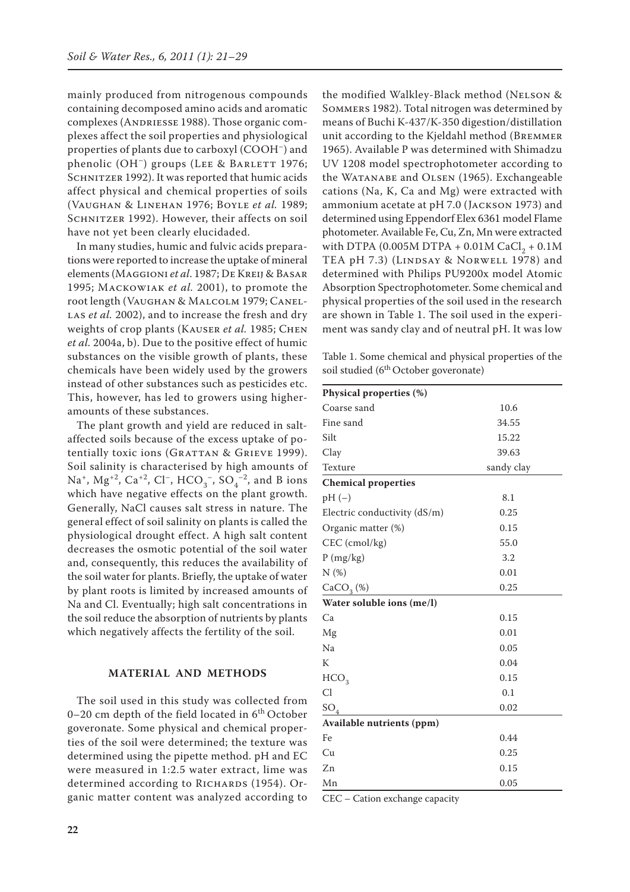mainly produced from nitrogenous compounds containing decomposed amino acids and aromatic complexes (Andriesse 1988). Those organic complexes affect the soil properties and physiological properties of plants due to carboxyl ($COOH^-$) and phenolic ($OH^-$) groups (Lee & Barlett 1976; Schnitzer 1992). It was reported that humic acids affect physical and chemical properties of soils (Vaughan & Linehan 1976; Boyle *et al.* 1989; Schnitzer 1992). However, their affects on soil have not yet been clearly elucidaded.

In many studies, humic and fulvic acids preparations were reported to increase the uptake of mineral elements (Maggioni *et al.* 1987; De Kreij & Basar 1995; Mackowiak *et al.* 2001), to promote the root length (Vaughan & Malcolm 1979; Canellas *et al.* 2002), and to increase the fresh and dry weights of crop plants (Kauser *et al.* 1985; Chen *et al.* 2004a, b). Due to the positive effect of humic substances on the visible growth of plants, these chemicals have been widely used by the growers instead of other substances such as pesticides etc. This, however, has led to growers using higher-amounts of these substances.

The plant growth and yield are reduced in salt-affected soils because of the excess uptake of potentially toxic ions (Grattan & Grieve 1999). Soil salinity is characterised by high amounts of $Na^+$, $Mg^{+2}$, $Ca^{+2}$, $Cl^-$, $HCO_3^-$, $SO_4^{-2}$, and B ions which have negative effects on the plant growth. Generally, NaCl causes salt stress in nature. The general effect of soil salinity on plants is called the physiological drought effect. A high salt content decreases the osmotic potential of the soil water and, consequently, this reduces the availability of the soil water for plants. Briefly, the uptake of water by plant roots is limited by increased amounts of Na and Cl. Eventually; high salt concentrations in the soil reduce the absorption of nutrients by plants which negatively affects the fertility of the soil.

## MATERIAL AND METHODS

The soil used in this study was collected from 0–20 cm depth of the field located in 6[th] October goveronate. Some physical and chemical properties of the soil were determined; the texture was determined using the pipette method. pH and EC were measured in 1:2.5 water extract, lime was determined according to Richards (1954). Organic matter content was analyzed according to the modified Walkley-Black method (Nelson & Sommers 1982). Total nitrogen was determined by means of Buchi K-437/K-350 digestion/distillation unit according to the Kjeldahl method (Bremmer 1965). Available P was determined with Shimadzu UV 1208 model spectrophotometer according to the Watanabe and Olsen (1965). Exchangeable cations (Na, K, Ca and Mg) were extracted with ammonium acetate at pH 7.0 (Jackson 1973) and determined using Eppendorf Elex 6361 model Flame photometer. Available Fe, Cu, Zn, Mn were extracted with DTPA (0.005M DTPA + 0.01M $CaCl_2$ + 0.1M TEA pH 7.3) (Lindsay & Norwell 1978) and determined with Philips PU9200x model Atomic Absorption Spectrophotometer. Some chemical and physical properties of the soil used in the research are shown in Table 1. The soil used in the experiment was sandy clay and of neutral pH. It was low

Table 1. Some chemical and physical properties of the soil studied (6[th] October goveronate)

| **Physical properties (%)** | |
|---|---|
| Coarse sand | 10.6 |
| Fine sand | 34.55 |
| Silt | 15.22 |
| Clay | 39.63 |
| Texture | sandy clay |
| **Chemical properties** | |
| pH (–) | 8.1 |
| Electric conductivity (dS/m) | 0.25 |
| Organic matter (%) | 0.15 |
| CEC (cmol/kg) | 55.0 |
| P (mg/kg) | 3.2 |
| N (%) | 0.01 |
| $CaCO_3$ (%) | 0.25 |
| **Water soluble ions (me/l)** | |
| Ca | 0.15 |
| Mg | 0.01 |
| Na | 0.05 |
| K | 0.04 |
| $HCO_3$ | 0.15 |
| Cl | 0.1 |
| $SO_4$ | 0.02 |
| **Available nutrients (ppm)** | |
| Fe | 0.44 |
| Cu | 0.25 |
| Zn | 0.15 |
| Mn | 0.05 |

CEC – Cation exchange capacity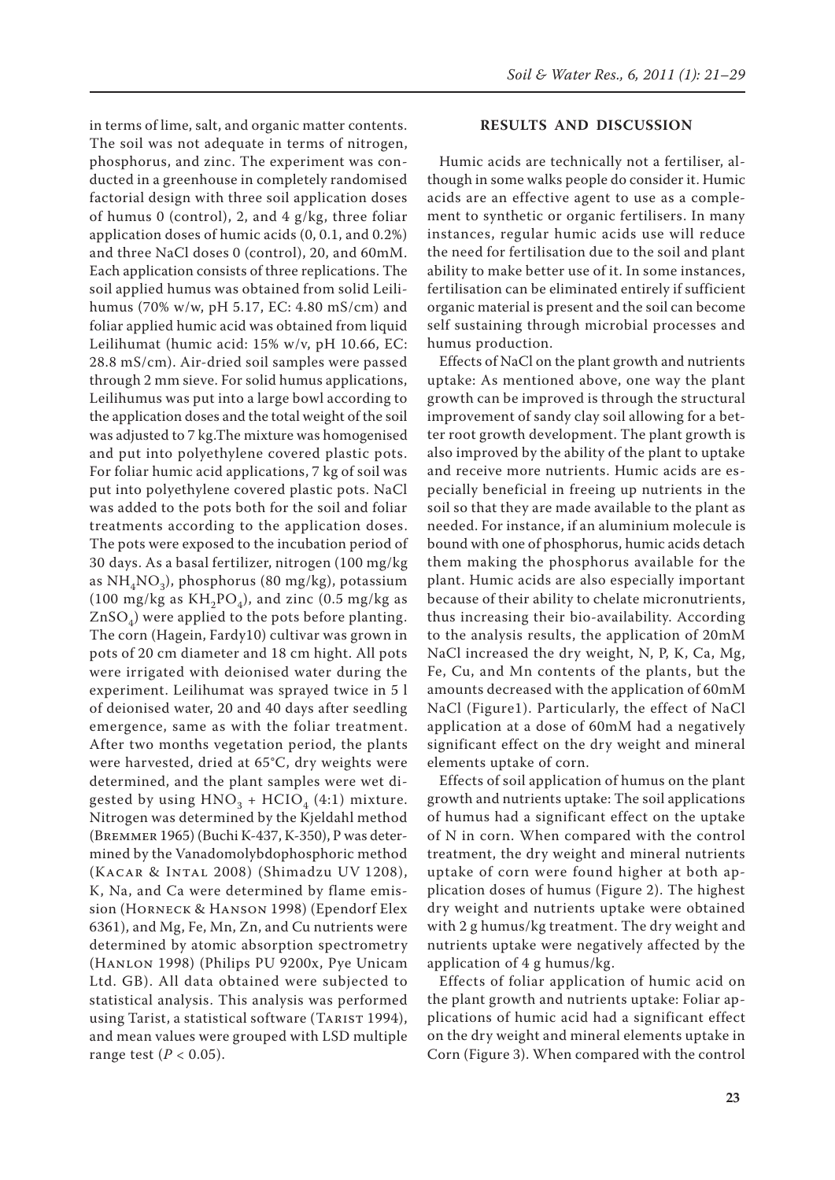in terms of lime, salt, and organic matter contents. The soil was not adequate in terms of nitrogen, phosphorus, and zinc. The experiment was conducted in a greenhouse in completely randomised factorial design with three soil application doses of humus 0 (control), 2, and 4 g/kg, three foliar application doses of humic acids (0, 0.1, and 0.2%) and three NaCl doses 0 (control), 20, and 60mM. Each application consists of three replications. The soil applied humus was obtained from solid Leilihumus (70% w/w, pH 5.17, EC: 4.80 mS/cm) and foliar applied humic acid was obtained from liquid Leilihumat (humic acid: 15% w/v, pH 10.66, EC: 28.8 mS/cm). Air-dried soil samples were passed through 2 mm sieve. For solid humus applications, Leilihumus was put into a large bowl according to the application doses and the total weight of the soil was adjusted to 7 kg.The mixture was homogenised and put into polyethylene covered plastic pots. For foliar humic acid applications, 7 kg of soil was put into polyethylene covered plastic pots. NaCl was added to the pots both for the soil and foliar treatments according to the application doses. The pots were exposed to the incubation period of 30 days. As a basal fertilizer, nitrogen (100 mg/kg as $NH_4NO_3$), phosphorus (80 mg/kg), potassium (100 mg/kg as $KH_2PO_4$), and zinc (0.5 mg/kg as $ZnSO_4$) were applied to the pots before planting. The corn (Hagein, Fardy10) cultivar was grown in pots of 20 cm diameter and 18 cm hight. All pots were irrigated with deionised water during the experiment. Leilihumat was sprayed twice in 5 l of deionised water, 20 and 40 days after seedling emergence, same as with the foliar treatment. After two months vegetation period, the plants were harvested, dried at 65°C, dry weights were determined, and the plant samples were wet digested by using $HNO_3$ + $HClO_4$ (4:1) mixture. Nitrogen was determined by the Kjeldahl method (Bremmer 1965) (Buchi K-437, K-350), P was determined by the Vanadomolybdophosphoric method (Kacar & Intal 2008) (Shimadzu UV 1208), K, Na, and Ca were determined by flame emission (Horneck & Hanson 1998) (Ependorf Elex 6361), and Mg, Fe, Mn, Zn, and Cu nutrients were determined by atomic absorption spectrometry (Hanlon 1998) (Philips PU 9200x, Pye Unicam Ltd. GB). All data obtained were subjected to statistical analysis. This analysis was performed using Tarist, a statistical software (Tarist 1994), and mean values were grouped with LSD multiple range test ($P < 0.05$).

## RESULTS AND DISCUSSION

Humic acids are technically not a fertiliser, although in some walks people do consider it. Humic acids are an effective agent to use as a complement to synthetic or organic fertilisers. In many instances, regular humic acids use will reduce the need for fertilisation due to the soil and plant ability to make better use of it. In some instances, fertilisation can be eliminated entirely if sufficient organic material is present and the soil can become self sustaining through microbial processes and humus production.

Effects of NaCl on the plant growth and nutrients uptake: As mentioned above, one way the plant growth can be improved is through the structural improvement of sandy clay soil allowing for a better root growth development. The plant growth is also improved by the ability of the plant to uptake and receive more nutrients. Humic acids are especially beneficial in freeing up nutrients in the soil so that they are made available to the plant as needed. For instance, if an aluminium molecule is bound with one of phosphorus, humic acids detach them making the phosphorus available for the plant. Humic acids are also especially important because of their ability to chelate micronutrients, thus increasing their bio-availability. According to the analysis results, the application of 20mM NaCl increased the dry weight, N, P, K, Ca, Mg, Fe, Cu, and Mn contents of the plants, but the amounts decreased with the application of 60mM NaCl (Figure1). Particularly, the effect of NaCl application at a dose of 60mM had a negatively significant effect on the dry weight and mineral elements uptake of corn.

Effects of soil application of humus on the plant growth and nutrients uptake: The soil applications of humus had a significant effect on the uptake of N in corn. When compared with the control treatment, the dry weight and mineral nutrients uptake of corn were found higher at both application doses of humus (Figure 2). The highest dry weight and nutrients uptake were obtained with 2 g humus/kg treatment. The dry weight and nutrients uptake were negatively affected by the application of 4 g humus/kg.

Effects of foliar application of humic acid on the plant growth and nutrients uptake: Foliar applications of humic acid had a significant effect on the dry weight and mineral elements uptake in Corn (Figure 3). When compared with the control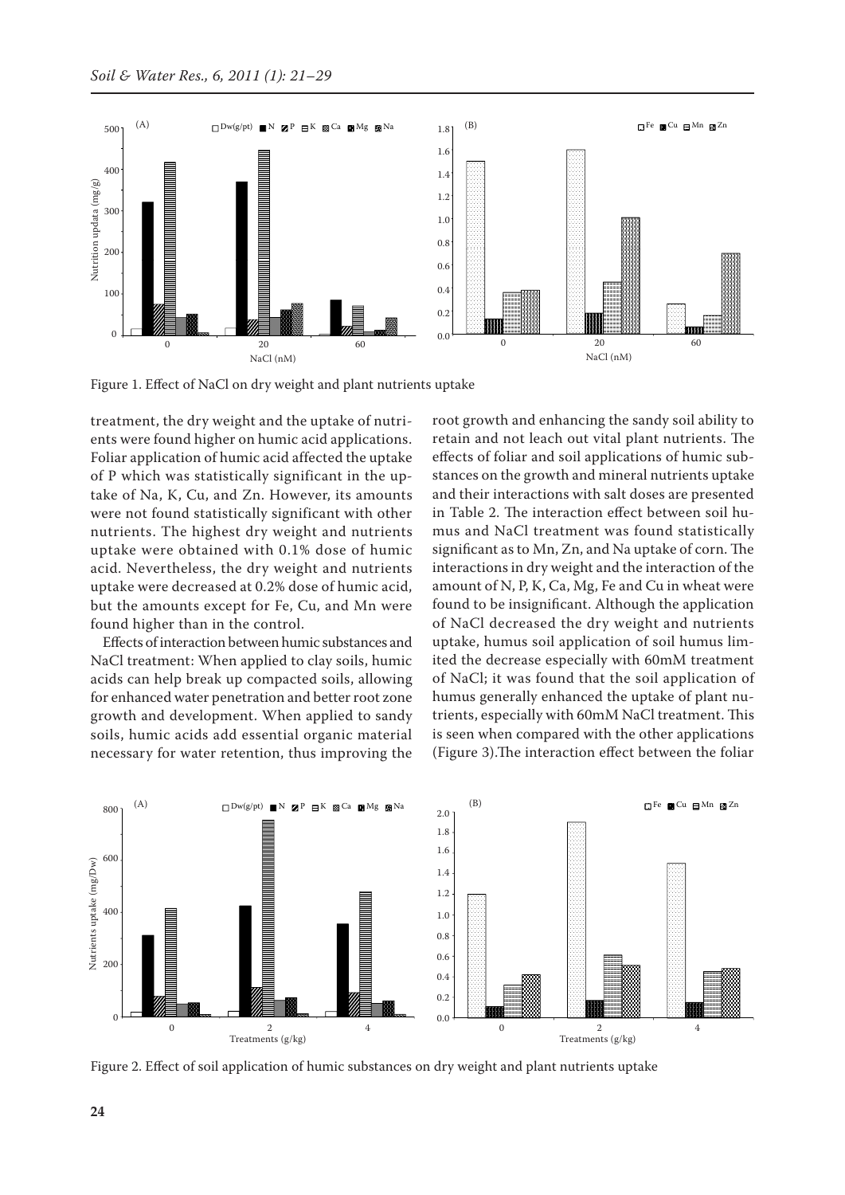Figure 1. Effect of NaCl on dry weight and plant nutrients uptake

treatment, the dry weight and the uptake of nutrients were found higher on humic acid applications. Foliar application of humic acid affected the uptake of P which was statistically significant in the uptake of Na, K, Cu, and Zn. However, its amounts were not found statistically significant with other nutrients. The highest dry weight and nutrients uptake were obtained with 0.1% dose of humic acid. Nevertheless, the dry weight and nutrients uptake were decreased at 0.2% dose of humic acid, but the amounts except for Fe, Cu, and Mn were found higher than in the control.

Effects of interaction between humic substances and NaCl treatment: When applied to clay soils, humic acids can help break up compacted soils, allowing for enhanced water penetration and better root zone growth and development. When applied to sandy soils, humic acids add essential organic material necessary for water retention, thus improving the root growth and enhancing the sandy soil ability to retain and not leach out vital plant nutrients. The effects of foliar and soil applications of humic substances on the growth and mineral nutrients uptake and their interactions with salt doses are presented in Table 2. The interaction effect between soil humus and NaCl treatment was found statistically significant as to Mn, Zn, and Na uptake of corn. The interactions in dry weight and the interaction of the amount of N, P, K, Ca, Mg, Fe and Cu in wheat were found to be insignificant. Although the application of NaCl decreased the dry weight and nutrients uptake, humus soil application of soil humus limited the decrease especially with 60mM treatment of NaCl; it was found that the soil application of humus generally enhanced the uptake of plant nutrients, especially with 60mM NaCl treatment. This is seen when compared with the other applications (Figure 3).The interaction effect between the foliar

Figure 2. Effect of soil application of humic substances on dry weight and plant nutrients uptake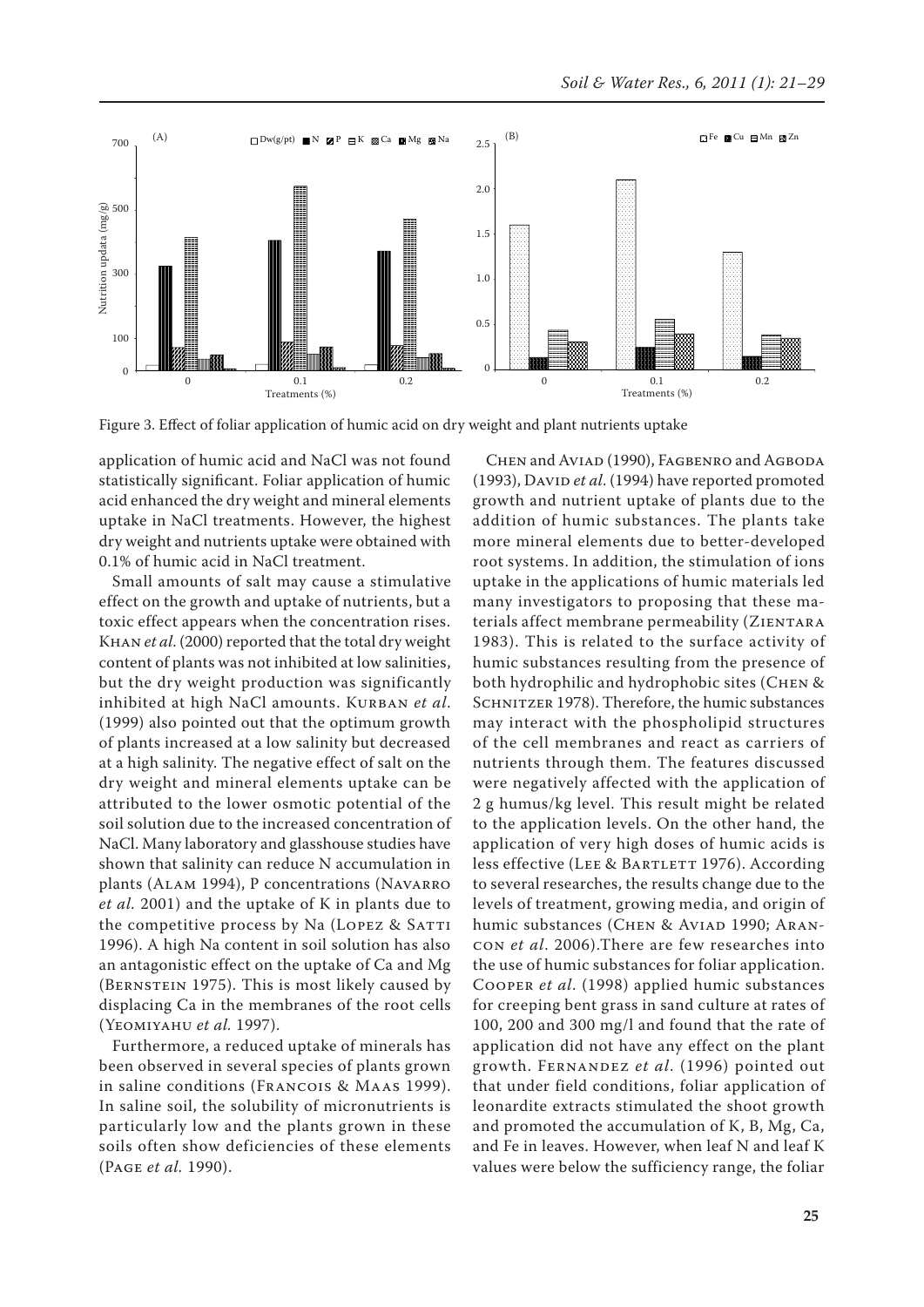Figure 3. Effect of foliar application of humic acid on dry weight and plant nutrients uptake

application of humic acid and NaCl was not found statistically significant. Foliar application of humic acid enhanced the dry weight and mineral elements uptake in NaCl treatments. However, the highest dry weight and nutrients uptake were obtained with 0.1% of humic acid in NaCl treatment.

Small amounts of salt may cause a stimulative effect on the growth and uptake of nutrients, but a toxic effect appears when the concentration rises. Khan *et al*. (2000) reported that the total dry weight content of plants was not inhibited at low salinities, but the dry weight production was significantly inhibited at high NaCl amounts. Kurban *et al*. (1999) also pointed out that the optimum growth of plants increased at a low salinity but decreased at a high salinity. The negative effect of salt on the dry weight and mineral elements uptake can be attributed to the lower osmotic potential of the soil solution due to the increased concentration of NaCl. Many laboratory and glasshouse studies have shown that salinity can reduce N accumulation in plants (Alam 1994), P concentrations (Navarro *et al.* 2001) and the uptake of K in plants due to the competitive process by Na (Lopez & Satti 1996). A high Na content in soil solution has also an antagonistic effect on the uptake of Ca and Mg (Bernstein 1975). This is most likely caused by displacing Ca in the membranes of the root cells (Yeomiyahu *et al.* 1997).

Furthermore, a reduced uptake of minerals has been observed in several species of plants grown in saline conditions (Francois & Maas 1999). In saline soil, the solubility of micronutrients is particularly low and the plants grown in these soils often show deficiencies of these elements (Page *et al.* 1990).

Chen and Aviad (1990), Fagbenro and Agboda (1993), David *et al*. (1994) have reported promoted growth and nutrient uptake of plants due to the addition of humic substances. The plants take more mineral elements due to better-developed root systems. In addition, the stimulation of ions uptake in the applications of humic materials led many investigators to proposing that these materials affect membrane permeability (Zientara 1983). This is related to the surface activity of humic substances resulting from the presence of both hydrophilic and hydrophobic sites (Chen & Schnitzer 1978). Therefore, the humic substances may interact with the phospholipid structures of the cell membranes and react as carriers of nutrients through them. The features discussed were negatively affected with the application of 2 g humus/kg level. This result might be related to the application levels. On the other hand, the application of very high doses of humic acids is less effective (Lee & Bartlett 1976). According to several researches, the results change due to the levels of treatment, growing media, and origin of humic substances (Chen & Aviad 1990; Arancon *et al*. 2006).There are few researches into the use of humic substances for foliar application. Cooper *et al*. (1998) applied humic substances for creeping bent grass in sand culture at rates of 100, 200 and 300 mg/l and found that the rate of application did not have any effect on the plant growth. Fernandez *et al*. (1996) pointed out that under field conditions, foliar application of leonardite extracts stimulated the shoot growth and promoted the accumulation of K, B, Mg, Ca, and Fe in leaves. However, when leaf N and leaf K values were below the sufficiency range, the foliar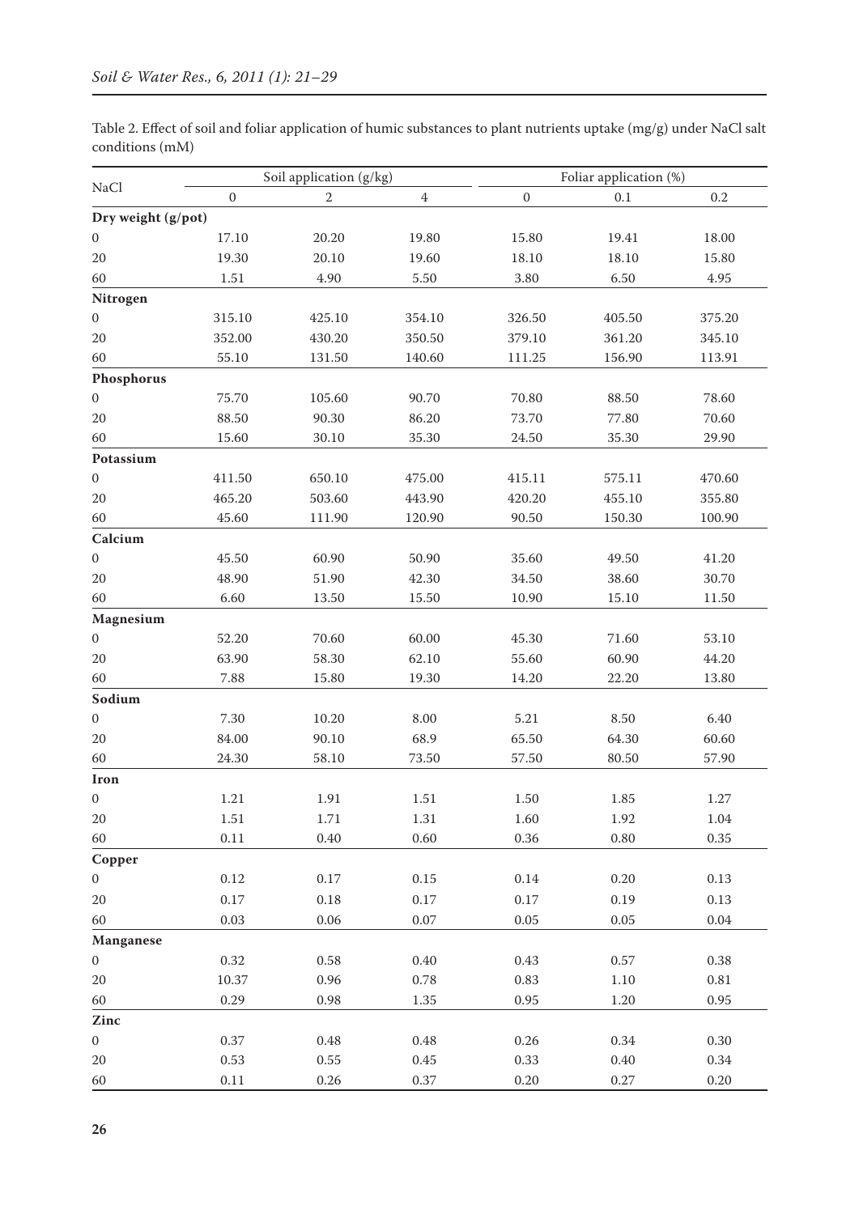Table 2. Effect of soil and foliar application of humic substances to plant nutrients uptake (mg/g) under NaCl salt conditions (mM)

| NaCl | Soil application (g/kg) | | | Foliar application (%) | | |
|---|---|---|---|---|---|---|
| | 0 | 2 | 4 | 0 | 0.1 | 0.2 |
| **Dry weight (g/pot)** | | | | | | |
| 0 | 17.10 | 20.20 | 19.80 | 15.80 | 19.41 | 18.00 |
| 20 | 19.30 | 20.10 | 19.60 | 18.10 | 18.10 | 15.80 |
| 60 | 1.51 | 4.90 | 5.50 | 3.80 | 6.50 | 4.95 |
| **Nitrogen** | | | | | | |
| 0 | 315.10 | 425.10 | 354.10 | 326.50 | 405.50 | 375.20 |
| 20 | 352.00 | 430.20 | 350.50 | 379.10 | 361.20 | 345.10 |
| 60 | 55.10 | 131.50 | 140.60 | 111.25 | 156.90 | 113.91 |
| **Phosphorus** | | | | | | |
| 0 | 75.70 | 105.60 | 90.70 | 70.80 | 88.50 | 78.60 |
| 20 | 88.50 | 90.30 | 86.20 | 73.70 | 77.80 | 70.60 |
| 60 | 15.60 | 30.10 | 35.30 | 24.50 | 35.30 | 29.90 |
| **Potassium** | | | | | | |
| 0 | 411.50 | 650.10 | 475.00 | 415.11 | 575.11 | 470.60 |
| 20 | 465.20 | 503.60 | 443.90 | 420.20 | 455.10 | 355.80 |
| 60 | 45.60 | 111.90 | 120.90 | 90.50 | 150.30 | 100.90 |
| **Calcium** | | | | | | |
| 0 | 45.50 | 60.90 | 50.90 | 35.60 | 49.50 | 41.20 |
| 20 | 48.90 | 51.90 | 42.30 | 34.50 | 38.60 | 30.70 |
| 60 | 6.60 | 13.50 | 15.50 | 10.90 | 15.10 | 11.50 |
| **Magnesium** | | | | | | |
| 0 | 52.20 | 70.60 | 60.00 | 45.30 | 71.60 | 53.10 |
| 20 | 63.90 | 58.30 | 62.10 | 55.60 | 60.90 | 44.20 |
| 60 | 7.88 | 15.80 | 19.30 | 14.20 | 22.20 | 13.80 |
| **Sodium** | | | | | | |
| 0 | 7.30 | 10.20 | 8.00 | 5.21 | 8.50 | 6.40 |
| 20 | 84.00 | 90.10 | 68.9 | 65.50 | 64.30 | 60.60 |
| 60 | 24.30 | 58.10 | 73.50 | 57.50 | 80.50 | 57.90 |
| **Iron** | | | | | | |
| 0 | 1.21 | 1.91 | 1.51 | 1.50 | 1.85 | 1.27 |
| 20 | 1.51 | 1.71 | 1.31 | 1.60 | 1.92 | 1.04 |
| 60 | 0.11 | 0.40 | 0.60 | 0.36 | 0.80 | 0.35 |
| **Copper** | | | | | | |
| 0 | 0.12 | 0.17 | 0.15 | 0.14 | 0.20 | 0.13 |
| 20 | 0.17 | 0.18 | 0.17 | 0.17 | 0.19 | 0.13 |
| 60 | 0.03 | 0.06 | 0.07 | 0.05 | 0.05 | 0.04 |
| **Manganese** | | | | | | |
| 0 | 0.32 | 0.58 | 0.40 | 0.43 | 0.57 | 0.38 |
| 20 | 10.37 | 0.96 | 0.78 | 0.83 | 1.10 | 0.81 |
| 60 | 0.29 | 0.98 | 1.35 | 0.95 | 1.20 | 0.95 |
| **Zinc** | | | | | | |
| 0 | 0.37 | 0.48 | 0.48 | 0.26 | 0.34 | 0.30 |
| 20 | 0.53 | 0.55 | 0.45 | 0.33 | 0.40 | 0.34 |
| 60 | 0.11 | 0.26 | 0.37 | 0.20 | 0.27 | 0.20 |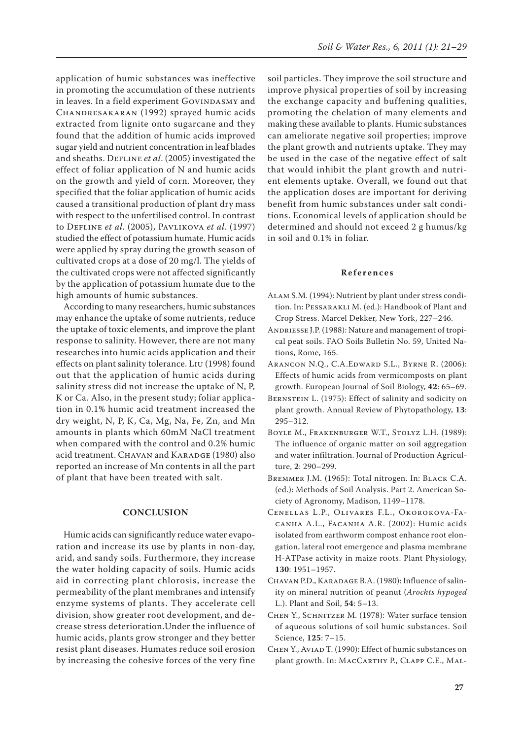application of humic substances was ineffective in promoting the accumulation of these nutrients in leaves. In a field experiment Govindasmy and Chandresakaran (1992) sprayed humic acids extracted from lignite onto sugarcane and they found that the addition of humic acids improved sugar yield and nutrient concentration in leaf blades and sheaths. Defline *et al*. (2005) investigated the effect of foliar application of N and humic acids on the growth and yield of corn. Moreover, they specified that the foliar application of humic acids caused a transitional production of plant dry mass with respect to the unfertilised control. In contrast to Defline *et al*. (2005), Pavlikova *et al*. (1997) studied the effect of potassium humate. Humic acids were applied by spray during the growth season of cultivated crops at a dose of 20 mg/l. The yields of the cultivated crops were not affected significantly by the application of potassium humate due to the high amounts of humic substances.

According to many researchers, humic substances may enhance the uptake of some nutrients, reduce the uptake of toxic elements, and improve the plant response to salinity. However, there are not many researches into humic acids application and their effects on plant salinity tolerance. Liu (1998) found out that the application of humic acids during salinity stress did not increase the uptake of N, P, K or Ca. Also, in the present study; foliar application in 0.1% humic acid treatment increased the dry weight, N, P, K, Ca, Mg, Na, Fe, Zn, and Mn amounts in plants which 60mM NaCl treatment when compared with the control and 0.2% humic acid treatment. Chavan and Karadge (1980) also reported an increase of Mn contents in all the part of plant that have been treated with salt.

## CONCLUSION

Humic acids can significantly reduce water evaporation and increase its use by plants in non-day, arid, and sandy soils. Furthermore, they increase the water holding capacity of soils. Humic acids aid in correcting plant chlorosis, increase the permeability of the plant membranes and intensify enzyme systems of plants. They accelerate cell division, show greater root development, and decrease stress deterioration.Under the influence of humic acids, plants grow stronger and they better resist plant diseases. Humates reduce soil erosion by increasing the cohesive forces of the very fine soil particles. They improve the soil structure and improve physical properties of soil by increasing the exchange capacity and buffening qualities, promoting the chelation of many elements and making these available to plants. Humic substances can ameliorate negative soil properties; improve the plant growth and nutrients uptake. They may be used in the case of the negative effect of salt that would inhibit the plant growth and nutrient elements uptake. Overall, we found out that the application doses are important for deriving benefit from humic substances under salt conditions. Economical levels of application should be determined and should not exceed 2 g humus/kg in soil and 0.1% in foliar.

## References

Alam S.M. (1994): Nutrient by plant under stress condition. In: Pessarakli M. (ed.): Handbook of Plant and Crop Stress. Marcel Dekker, New York, 227–246.

Andriesse J.P. (1988): Nature and management of tropical peat soils. FAO Soils Bulletin No. 59, United Nations, Rome, 165.

Arancon N.Q., C.A.Edward S.L., Byrne R. (2006): Effects of humic acids from vermicomposts on plant growth. European Journal of Soil Biology, **42**: 65–69.

Bernstein L. (1975): Effect of salinity and sodicity on plant growth. Annual Review of Phytopathology, **13**: 295–312.

Boyle M., Frakenburger W.T., Stolyz L.H. (1989): The influence of organic matter on soil aggregation and water infiltration. Journal of Production Agriculture, **2**: 290–299.

Bremmer J.M. (1965): Total nitrogen. In: Black C.A. (ed.): Methods of Soil Analysis. Part 2. American Society of Agronomy, Madison, 1149–1178.

Cenellas L.P., Olivares F.L., Okorokova-Facanha A.L., Facanha A.R. (2002): Humic acids isolated from earthworm compost enhance root elongation, lateral root emergence and plasma membrane H-ATPase activity in maize roots. Plant Physiology, **130**: 1951–1957.

Chavan P.D., Karadage B.A. (1980): Influence of salinity on mineral nutrition of peanut (*Arochts hypoged* L.). Plant and Soil, **54**: 5–13.

Chen Y., Schnitzer M. (1978): Water surface tension of aqueous solutions of soil humic substances. Soil Science, **125**: 7–15.

Chen Y., Aviad T. (1990): Effect of humic substances on plant growth. In: MacCarthy P., Clapp C.E., Mal-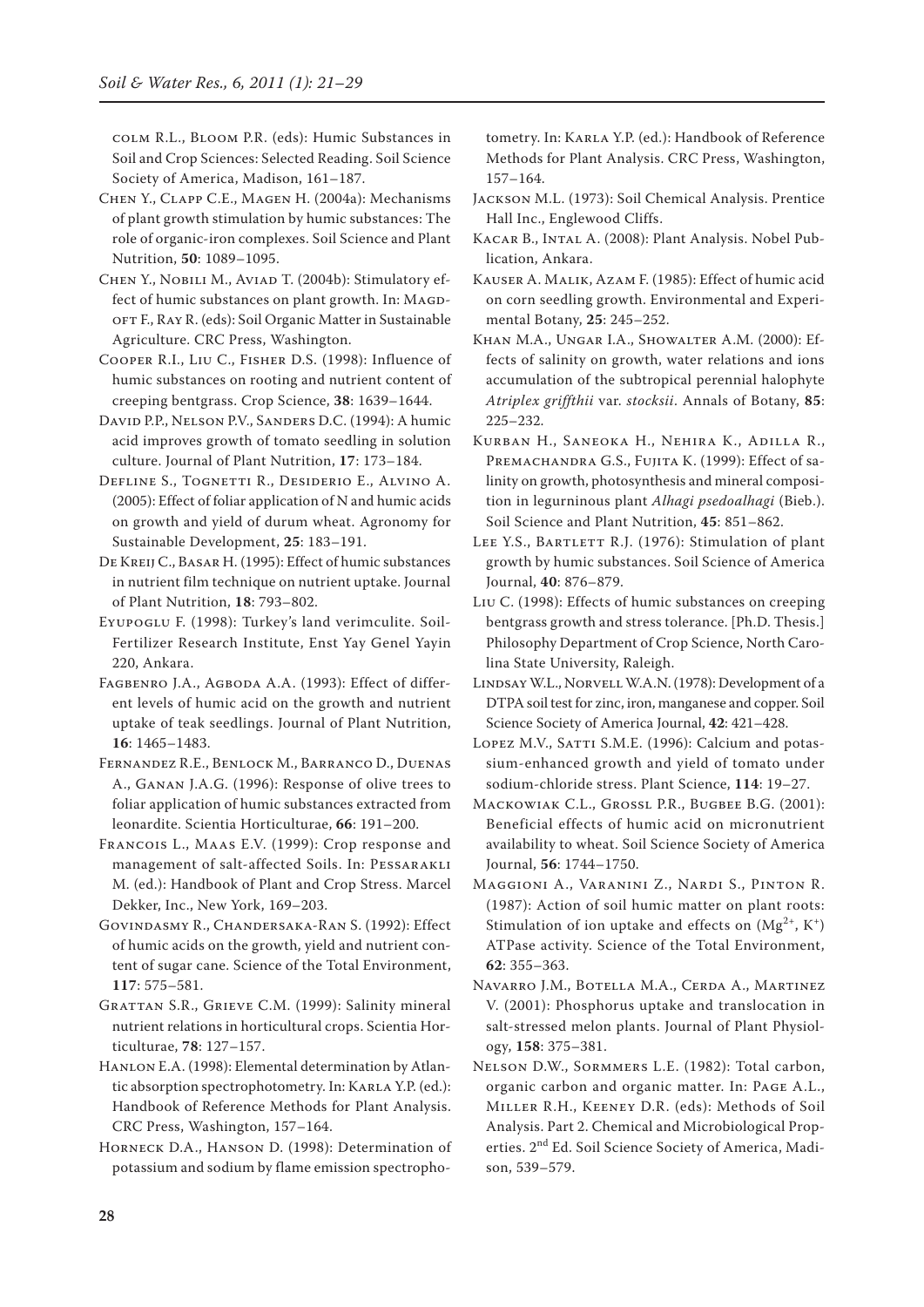colm R.L., Bloom P.R. (eds): Humic Substances in Soil and Crop Sciences: Selected Reading. Soil Science Society of America, Madison, 161–187.

Chen Y., Clapp C.E., Magen H. (2004a): Mechanisms of plant growth stimulation by humic substances: The role of organic-iron complexes. Soil Science and Plant Nutrition, **50**: 1089–1095.

Chen Y., Nobili M., Aviad T. (2004b): Stimulatory effect of humic substances on plant growth. In: Magdoft F., Ray R. (eds): Soil Organic Matter in Sustainable Agriculture. CRC Press, Washington.

Cooper R.I., Liu C., Fisher D.S. (1998): Influence of humic substances on rooting and nutrient content of creeping bentgrass. Crop Science, **38**: 1639–1644.

David P.P., Nelson P.V., Sanders D.C. (1994): A humic acid improves growth of tomato seedling in solution culture. Journal of Plant Nutrition, **17**: 173–184.

Defline S., Tognetti R., Desiderio E., Alvino A. (2005): Effect of foliar application of N and humic acids on growth and yield of durum wheat. Agronomy for Sustainable Development, **25**: 183–191.

De Kreij C., Basar H. (1995): Effect of humic substances in nutrient film technique on nutrient uptake. Journal of Plant Nutrition, **18**: 793–802.

Eyupoglu F. (1998): Turkey's land verimculite. Soil-Fertilizer Research Institute, Enst Yay Genel Yayin 220, Ankara.

Fagbenro J.A., Agboda A.A. (1993): Effect of different levels of humic acid on the growth and nutrient uptake of teak seedlings. Journal of Plant Nutrition, **16**: 1465–1483.

Fernandez R.E., Benlock M., Barranco D., Duenas A., Ganan J.A.G. (1996): Response of olive trees to foliar application of humic substances extracted from leonardite. Scientia Horticulturae, **66**: 191–200.

Francois L., Maas E.V. (1999): Crop response and management of salt-affected Soils. In: Pessarakli M. (ed.): Handbook of Plant and Crop Stress. Marcel Dekker, Inc., New York, 169–203.

Govindasmy R., Chandersaka-Ran S. (1992): Effect of humic acids on the growth, yield and nutrient content of sugar cane. Science of the Total Environment, **117**: 575–581.

Grattan S.R., Grieve C.M. (1999): Salinity mineral nutrient relations in horticultural crops. Scientia Horticulturae, **78**: 127–157.

Hanlon E.A. (1998): Elemental determination by Atlantic absorption spectrophotometry. In: Karla Y.P. (ed.): Handbook of Reference Methods for Plant Analysis. CRC Press, Washington, 157–164.

Horneck D.A., Hanson D. (1998): Determination of potassium and sodium by flame emission spectrophotometry. In: Karla Y.P. (ed.): Handbook of Reference Methods for Plant Analysis. CRC Press, Washington, 157–164.

Jackson M.L. (1973): Soil Chemical Analysis. Prentice Hall Inc., Englewood Cliffs.

Kacar B., Intal A. (2008): Plant Analysis. Nobel Publication, Ankara.

Kauser A. Malik, Azam F. (1985): Effect of humic acid on corn seedling growth. Environmental and Experimental Botany, **25**: 245–252.

Khan M.A., Ungar I.A., Showalter A.M. (2000): Effects of salinity on growth, water relations and ions accumulation of the subtropical perennial halophyte *Atriplex griffthii* var. *stocksii*. Annals of Botany, **85**: 225–232.

Kurban H., Saneoka H., Nehira K., Adilla R., Premachandra G.S., Fujita K. (1999): Effect of salinity on growth, photosynthesis and mineral composition in legurninous plant *Alhagi psedoalhagi* (Bieb.). Soil Science and Plant Nutrition, **45**: 851–862.

Lee Y.S., Bartlett R.J. (1976): Stimulation of plant growth by humic substances. Soil Science of America Journal, **40**: 876–879.

Liu C. (1998): Effects of humic substances on creeping bentgrass growth and stress tolerance. [Ph.D. Thesis.] Philosophy Department of Crop Science, North Carolina State University, Raleigh.

Lindsay W.L., Norvell W.A.N. (1978): Development of a DTPA soil test for zinc, iron, manganese and copper. Soil Science Society of America Journal, **42**: 421–428.

Lopez M.V., Satti S.M.E. (1996): Calcium and potassium-enhanced growth and yield of tomato under sodium-chloride stress. Plant Science, **114**: 19–27.

Mackowiak C.L., Grossl P.R., Bugbee B.G. (2001): Beneficial effects of humic acid on micronutrient availability to wheat. Soil Science Society of America Journal, **56**: 1744–1750.

Maggioni A., Varanini Z., Nardi S., Pinton R. (1987): Action of soil humic matter on plant roots: Stimulation of ion uptake and effects on ($Mg^{2+}$, $K^{+}$) ATPase activity. Science of the Total Environment, **62**: 355–363.

Navarro J.M., Botella M.A., Cerda A., Martinez V. (2001): Phosphorus uptake and translocation in salt-stressed melon plants. Journal of Plant Physiology, **158**: 375–381.

Nelson D.W., Sormmers L.E. (1982): Total carbon, organic carbon and organic matter. In: Page A.L., Miller R.H., Keeney D.R. (eds): Methods of Soil Analysis. Part 2. Chemical and Microbiological Properties. 2nd Ed. Soil Science Society of America, Madison, 539–579.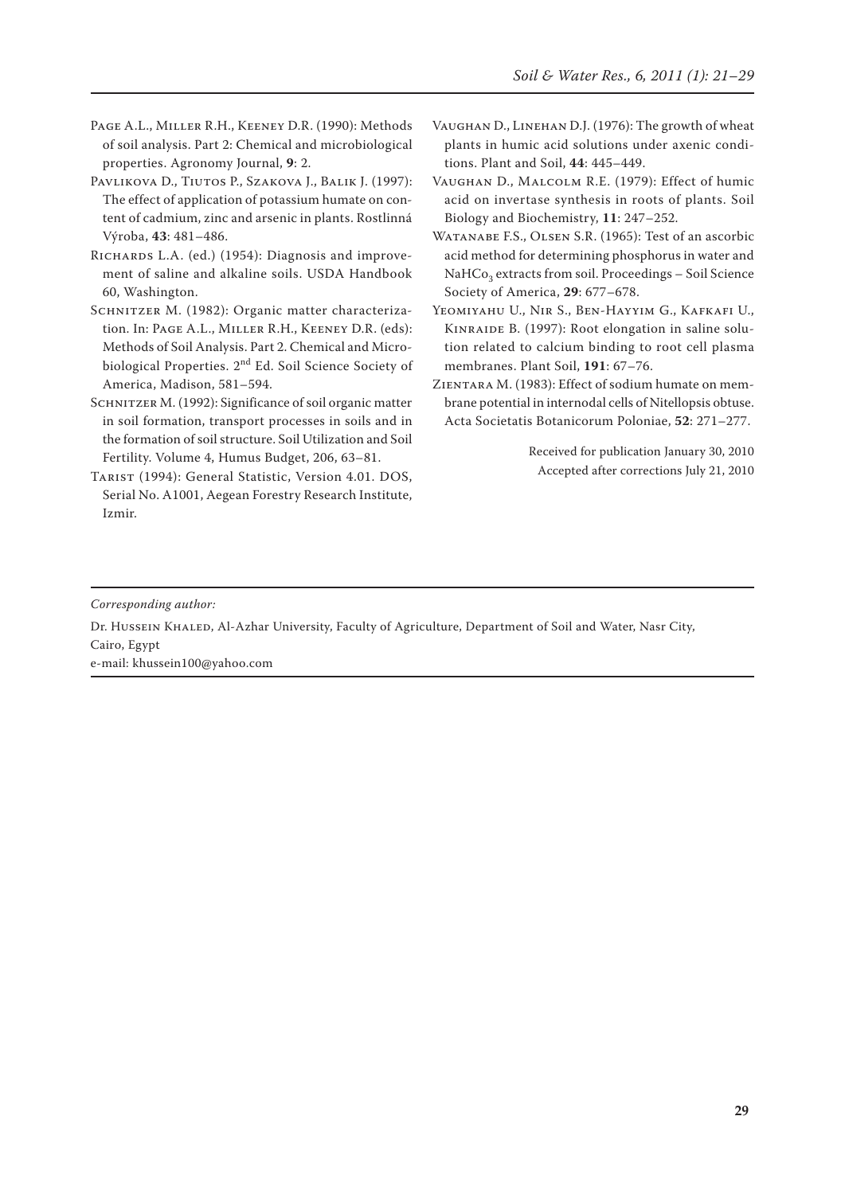Page A.L., Miller R.H., Keeney D.R. (1990): Methods of soil analysis. Part 2: Chemical and microbiological properties. Agronomy Journal, **9**: 2.

Pavlikova D., Tiutos P., Szakova J., Balik J. (1997): The effect of application of potassium humate on content of cadmium, zinc and arsenic in plants. Rostlinná Výroba, **43**: 481–486.

Richards L.A. (ed.) (1954): Diagnosis and improvement of saline and alkaline soils. USDA Handbook 60, Washington.

Schnitzer M. (1982): Organic matter characterization. In: Page A.L., Miller R.H., Keeney D.R. (eds): Methods of Soil Analysis. Part 2. Chemical and Microbiological Properties. 2nd Ed. Soil Science Society of America, Madison, 581–594.

Schnitzer M. (1992): Significance of soil organic matter in soil formation, transport processes in soils and in the formation of soil structure. Soil Utilization and Soil Fertility. Volume 4, Humus Budget, 206, 63–81.

Tarist (1994): General Statistic, Version 4.01. DOS, Serial No. A1001, Aegean Forestry Research Institute, Izmir.

Vaughan D., Linehan D.J. (1976): The growth of wheat plants in humic acid solutions under axenic conditions. Plant and Soil, **44**: 445–449.

Vaughan D., Malcolm R.E. (1979): Effect of humic acid on invertase synthesis in roots of plants. Soil Biology and Biochemistry, **11**: 247–252.

Watanabe F.S., Olsen S.R. (1965): Test of an ascorbic acid method for determining phosphorus in water and $NaHCo_3$ extracts from soil. Proceedings – Soil Science Society of America, **29**: 677–678.

Yeomiyahu U., Nir S., Ben-Hayyim G., Kafkafi U., Kinraide B. (1997): Root elongation in saline solution related to calcium binding to root cell plasma membranes. Plant Soil, **191**: 67–76.

Zientara M. (1983): Effect of sodium humate on membrane potential in internodal cells of Nitellopsis obtuse. Acta Societatis Botanicorum Poloniae, **52**: 271–277.

Received for publication January 30, 2010
Accepted after corrections July 21, 2010

*Corresponding author:*

Dr. Hussein Khaled, Al-Azhar University, Faculty of Agriculture, Department of Soil and Water, Nasr City, Cairo, Egypt
e-mail: khussein100@yahoo.com